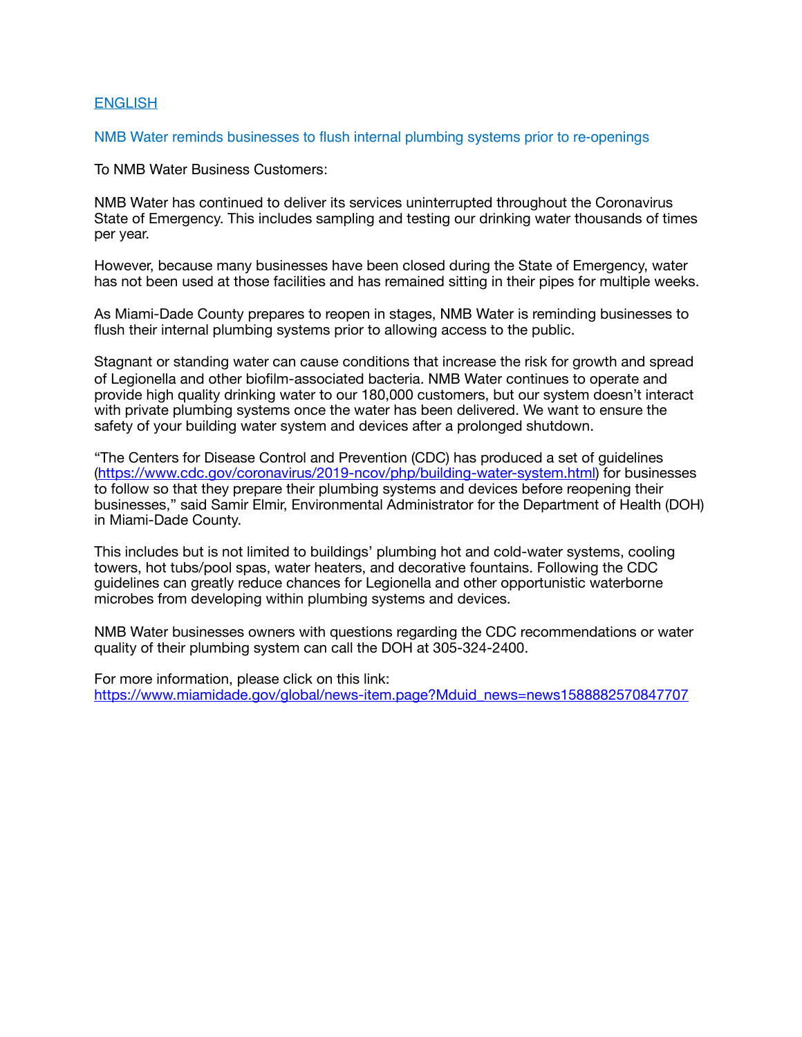[ENGLISH]

## NMB Water reminds businesses to flush internal plumbing systems prior to re-openings

To NMB Water Business Customers:

NMB Water has continued to deliver its services uninterrupted throughout the Coronavirus State of Emergency. This includes sampling and testing our drinking water thousands of times per year.

However, because many businesses have been closed during the State of Emergency, water has not been used at those facilities and has remained sitting in their pipes for multiple weeks.

As Miami-Dade County prepares to reopen in stages, NMB Water is reminding businesses to flush their internal plumbing systems prior to allowing access to the public.

Stagnant or standing water can cause conditions that increase the risk for growth and spread of Legionella and other biofilm-associated bacteria. NMB Water continues to operate and provide high quality drinking water to our 180,000 customers, but our system doesn't interact with private plumbing systems once the water has been delivered. We want to ensure the safety of your building water system and devices after a prolonged shutdown.

"The Centers for Disease Control and Prevention (CDC) has produced a set of guidelines (https://www.cdc.gov/coronavirus/2019-ncov/php/building-water-system.html) for businesses to follow so that they prepare their plumbing systems and devices before reopening their businesses," said Samir Elmir, Environmental Administrator for the Department of Health (DOH) in Miami-Dade County.

This includes but is not limited to buildings' plumbing hot and cold-water systems, cooling towers, hot tubs/pool spas, water heaters, and decorative fountains. Following the CDC guidelines can greatly reduce chances for Legionella and other opportunistic waterborne microbes from developing within plumbing systems and devices.

NMB Water businesses owners with questions regarding the CDC recommendations or water quality of their plumbing system can call the DOH at 305-324-2400.

For more information, please click on this link:
https://www.miamidade.gov/global/news-item.page?Mduid_news=news1588882570847707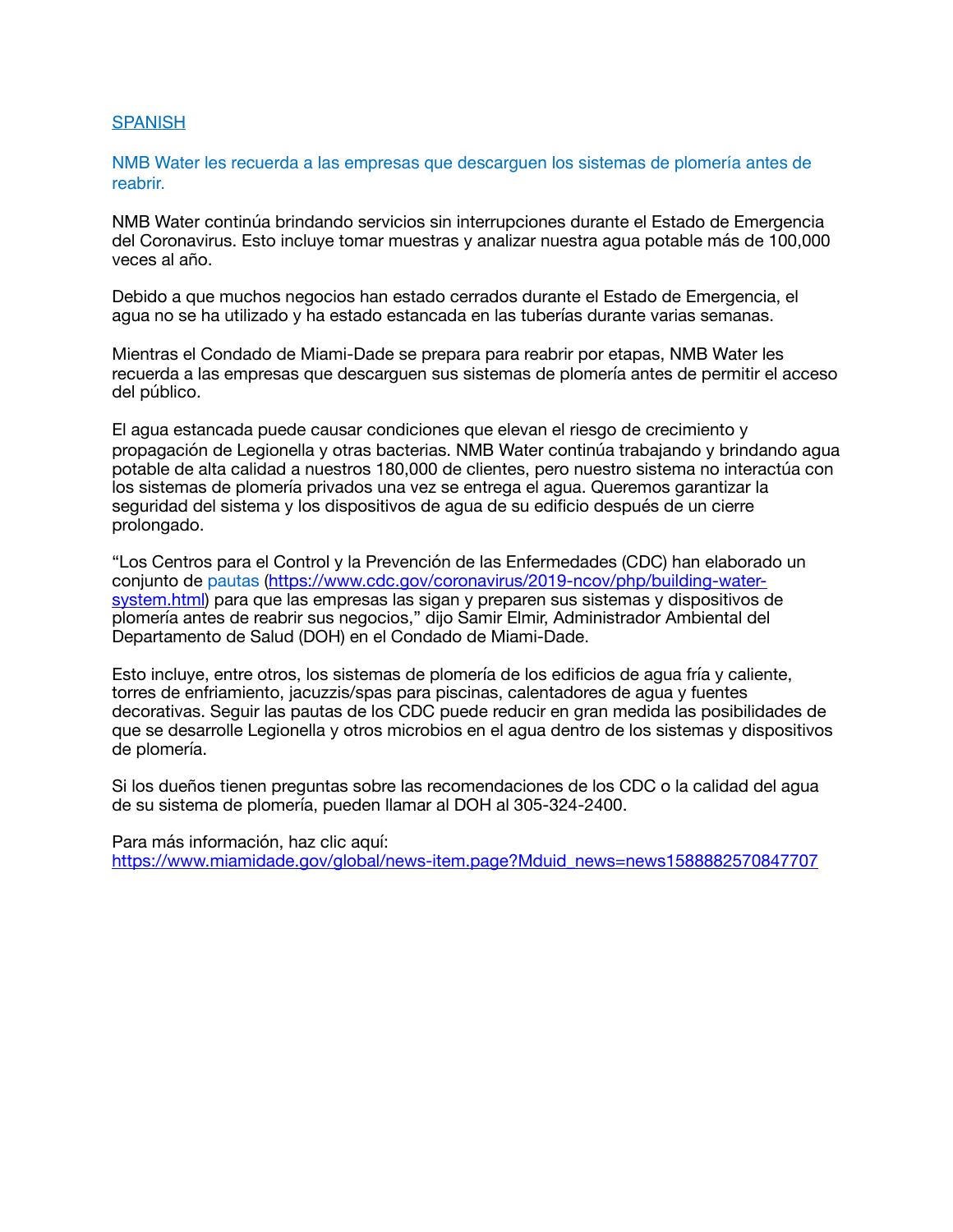SPANISH

## NMB Water les recuerda a las empresas que descarguen los sistemas de plomería antes de reabrir.

NMB Water continúa brindando servicios sin interrupciones durante el Estado de Emergencia del Coronavirus. Esto incluye tomar muestras y analizar nuestra agua potable más de 100,000 veces al año.

Debido a que muchos negocios han estado cerrados durante el Estado de Emergencia, el agua no se ha utilizado y ha estado estancada en las tuberías durante varias semanas.

Mientras el Condado de Miami-Dade se prepara para reabrir por etapas, NMB Water les recuerda a las empresas que descarguen sus sistemas de plomería antes de permitir el acceso del público.

El agua estancada puede causar condiciones que elevan el riesgo de crecimiento y propagación de Legionella y otras bacterias. NMB Water continúa trabajando y brindando agua potable de alta calidad a nuestros 180,000 de clientes, pero nuestro sistema no interactúa con los sistemas de plomería privados una vez se entrega el agua. Queremos garantizar la seguridad del sistema y los dispositivos de agua de su edificio después de un cierre prolongado.

"Los Centros para el Control y la Prevención de las Enfermedades (CDC) han elaborado un conjunto de pautas (https://www.cdc.gov/coronavirus/2019-ncov/php/building-water-system.html) para que las empresas las sigan y preparen sus sistemas y dispositivos de plomería antes de reabrir sus negocios," dijo Samir Elmir, Administrador Ambiental del Departamento de Salud (DOH) en el Condado de Miami-Dade.

Esto incluye, entre otros, los sistemas de plomería de los edificios de agua fría y caliente, torres de enfriamiento, jacuzzis/spas para piscinas, calentadores de agua y fuentes decorativas. Seguir las pautas de los CDC puede reducir en gran medida las posibilidades de que se desarrolle Legionella y otros microbios en el agua dentro de los sistemas y dispositivos de plomería.

Si los dueños tienen preguntas sobre las recomendaciones de los CDC o la calidad del agua de su sistema de plomería, pueden llamar al DOH al 305-324-2400.

Para más información, haz clic aquí:
https://www.miamidade.gov/global/news-item.page?Mduid_news=news1588882570847707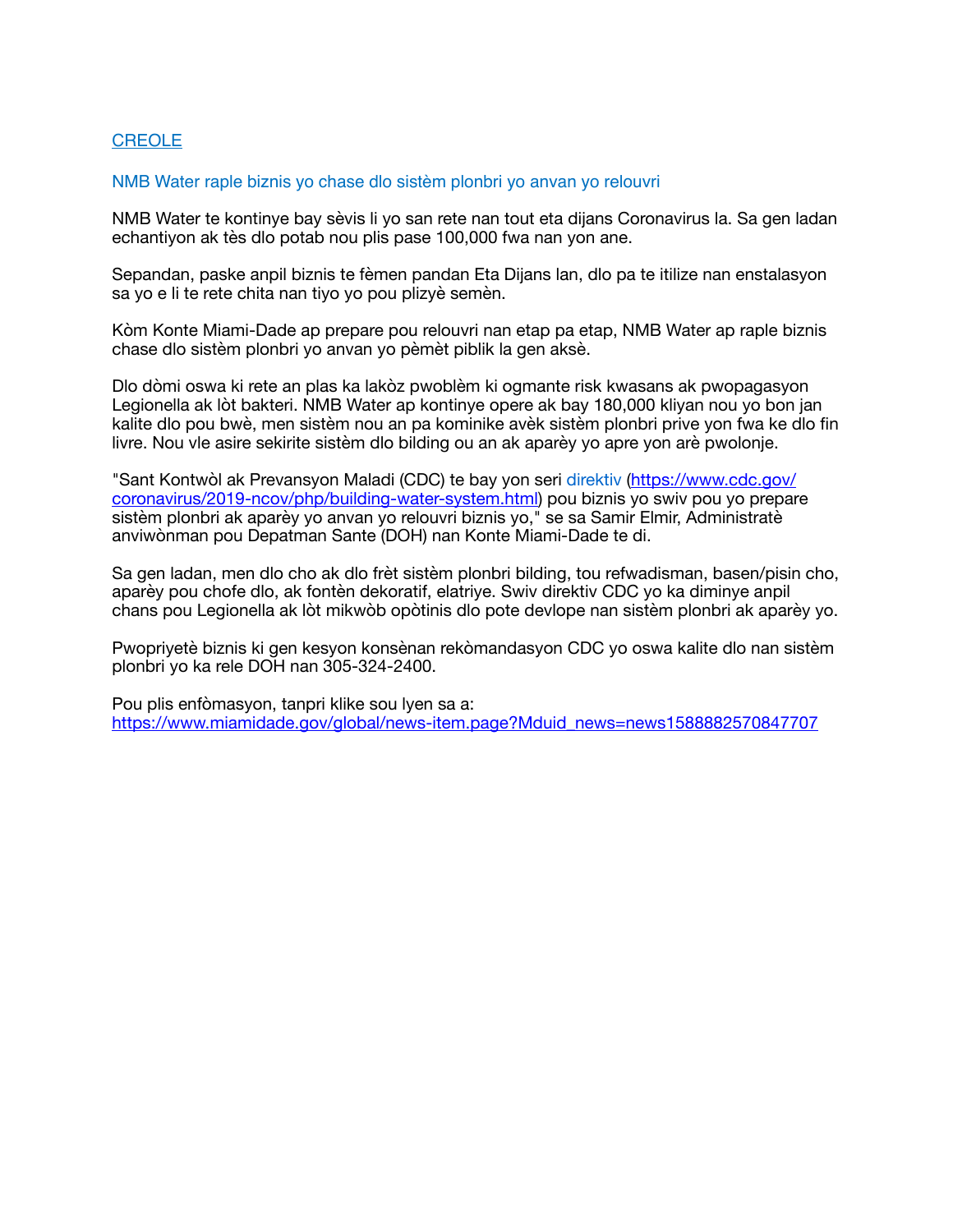[CREOLE]

## NMB Water raple biznis yo chase dlo sistèm plonbri yo anvan yo relouvri

NMB Water te kontinye bay sèvis li yo san rete nan tout eta dijans Coronavirus la. Sa gen ladan echantiyon ak tès dlo potab nou plis pase 100,000 fwa nan yon ane.

Sepandan, paske anpil biznis te fèmen pandan Eta Dijans lan, dlo pa te itilize nan enstalasyon sa yo e li te rete chita nan tiyo yo pou plizyè semèn.

Kòm Konte Miami-Dade ap prepare pou relouvri nan etap pa etap, NMB Water ap raple biznis chase dlo sistèm plonbri yo anvan yo pèmèt piblik la gen aksè.

Dlo dòmi oswa ki rete an plas ka lakòz pwoblèm ki ogmante risk kwasans ak pwopagasyon Legionella ak lòt bakteri. NMB Water ap kontinye opere ak bay 180,000 kliyan nou yo bon jan kalite dlo pou bwè, men sistèm nou an pa kominike avèk sistèm plonbri prive yon fwa ke dlo fin livre. Nou vle asire sekirite sistèm dlo bilding ou an ak aparèy yo apre yon arè pwolonje.

"Sant Kontwòl ak Prevansyon Maladi (CDC) te bay yon seri direktiv (https://www.cdc.gov/coronavirus/2019-ncov/php/building-water-system.html) pou biznis yo swiv pou yo prepare sistèm plonbri ak aparèy yo anvan yo relouvri biznis yo," se sa Samir Elmir, Administratè anviwònman pou Depatman Sante (DOH) nan Konte Miami-Dade te di.

Sa gen ladan, men dlo cho ak dlo frèt sistèm plonbri bilding, tou refwadisman, basen/pisin cho, aparèy pou chofe dlo, ak fontèn dekoratif, elatriye. Swiv direktiv CDC yo ka diminye anpil chans pou Legionella ak lòt mikwòb opòtinis dlo pote devlope nan sistèm plonbri ak aparèy yo.

Pwopriyetè biznis ki gen kesyon konsènan rekòmandasyon CDC yo oswa kalite dlo nan sistèm plonbri yo ka rele DOH nan 305-324-2400.

Pou plis enfòmasyon, tanpri klike sou lyen sa a:
https://www.miamidade.gov/global/news-item.page?Mduid_news=news1588882570847707